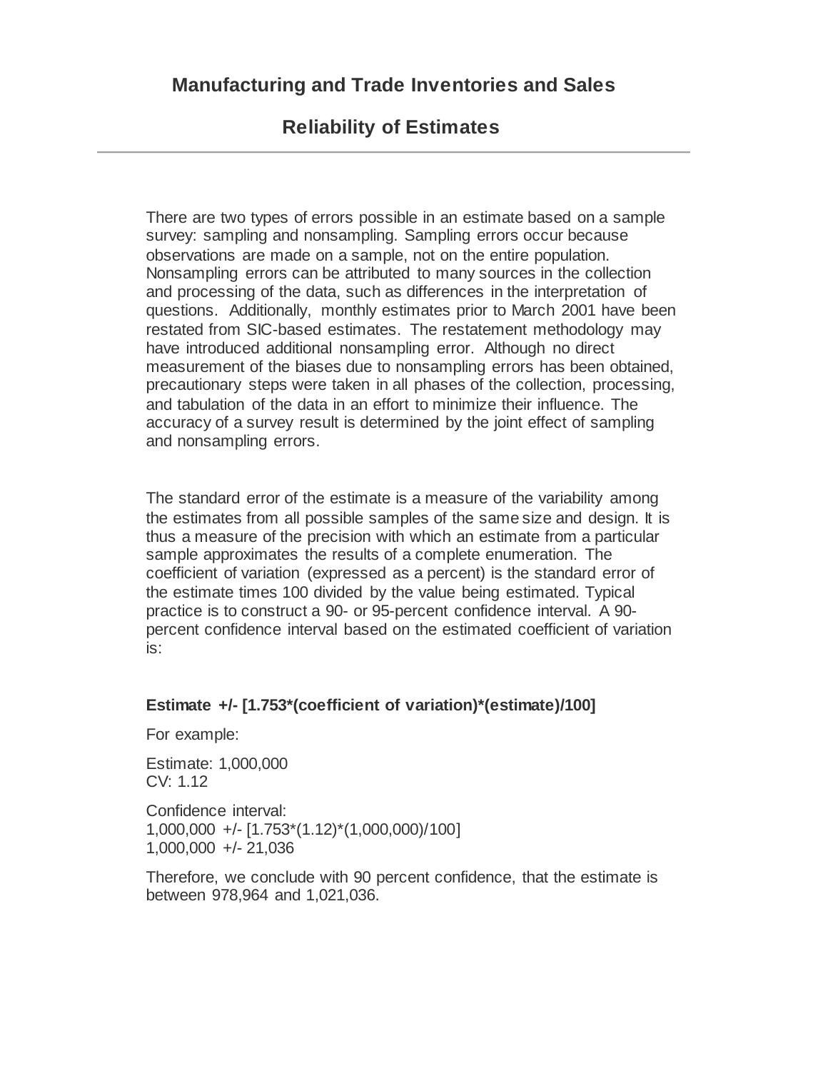# Manufacturing and Trade Inventories and Sales

## Reliability of Estimates

---

There are two types of errors possible in an estimate based on a sample survey: sampling and nonsampling. Sampling errors occur because observations are made on a sample, not on the entire population. Nonsampling errors can be attributed to many sources in the collection and processing of the data, such as differences in the interpretation of questions. Additionally, monthly estimates prior to March 2001 have been restated from SIC-based estimates. The restatement methodology may have introduced additional nonsampling error. Although no direct measurement of the biases due to nonsampling errors has been obtained, precautionary steps were taken in all phases of the collection, processing, and tabulation of the data in an effort to minimize their influence. The accuracy of a survey result is determined by the joint effect of sampling and nonsampling errors.

The standard error of the estimate is a measure of the variability among the estimates from all possible samples of the same size and design. It is thus a measure of the precision with which an estimate from a particular sample approximates the results of a complete enumeration. The coefficient of variation (expressed as a percent) is the standard error of the estimate times 100 divided by the value being estimated. Typical practice is to construct a 90- or 95-percent confidence interval. A 90-percent confidence interval based on the estimated coefficient of variation is:

**Estimate +/- [1.753*(coefficient of variation)*(estimate)/100]**

For example:

Estimate: 1,000,000
CV: 1.12

Confidence interval:
1,000,000 +/- [1.753*(1.12)*(1,000,000)/100]
1,000,000 +/- 21,036

Therefore, we conclude with 90 percent confidence, that the estimate is between 978,964 and 1,021,036.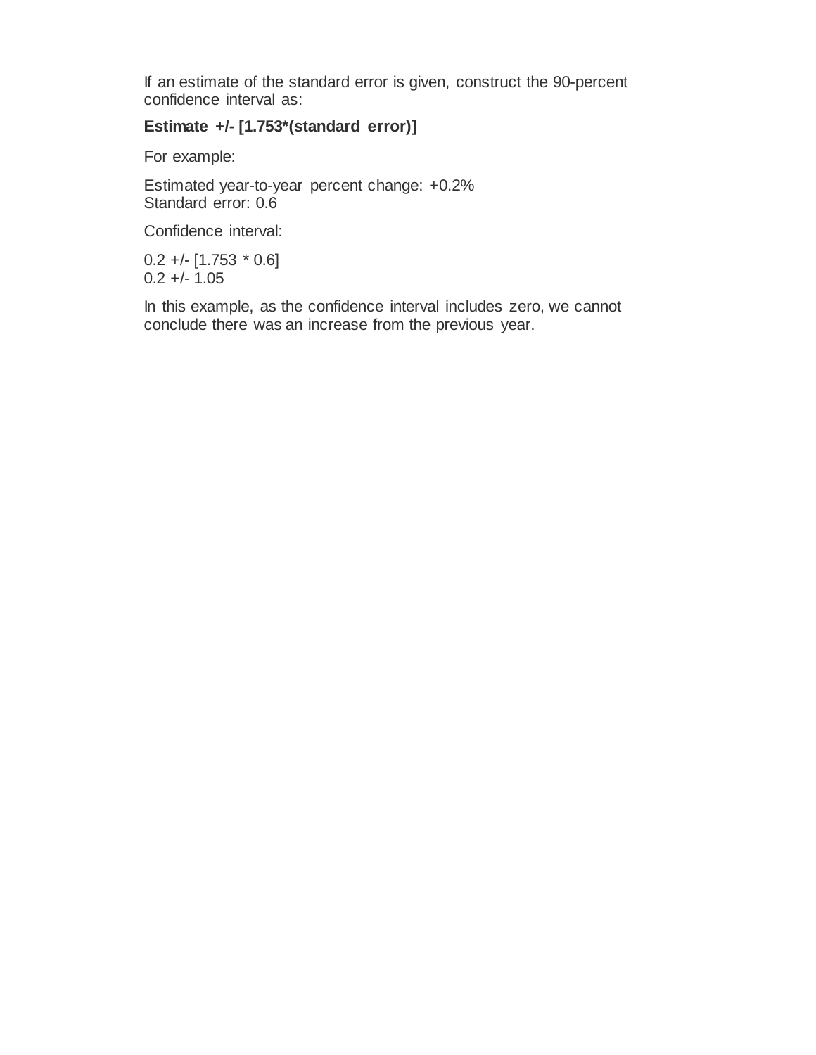If an estimate of the standard error is given, construct the 90-percent confidence interval as:

**Estimate +/- [1.753*(standard error)]**

For example:

Estimated year-to-year percent change: +0.2%
Standard error: 0.6

Confidence interval:

0.2 +/- [1.753 * 0.6]
0.2 +/- 1.05

In this example, as the confidence interval includes zero, we cannot conclude there was an increase from the previous year.